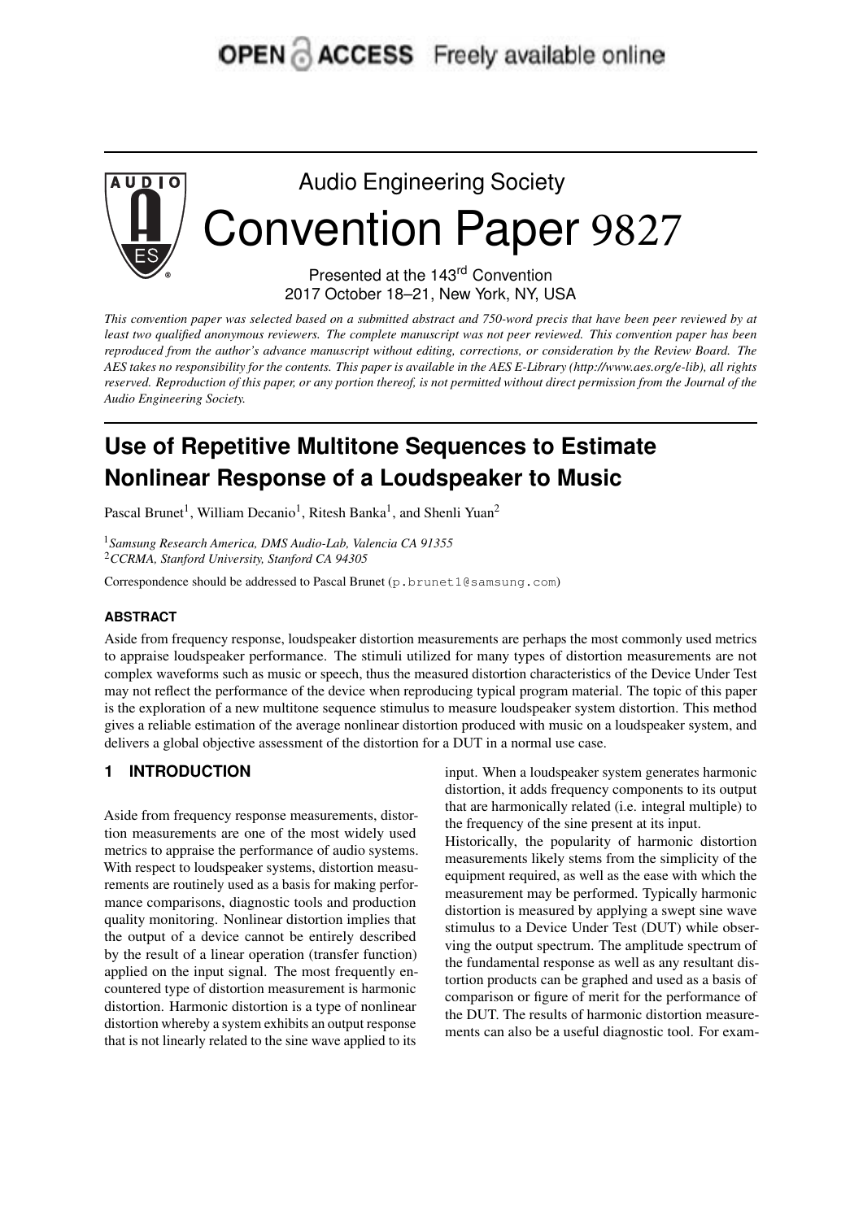OPEN ACCESS Freely available online

Audio Engineering Society

# Convention Paper 9827

Presented at the 143rd Convention
2017 October 18–21, New York, NY, USA

*This convention paper was selected based on a submitted abstract and 750-word precis that have been peer reviewed by at least two qualified anonymous reviewers. The complete manuscript was not peer reviewed. This convention paper has been reproduced from the author's advance manuscript without editing, corrections, or consideration by the Review Board. The AES takes no responsibility for the contents. This paper is available in the AES E-Library (http://www.aes.org/e-lib), all rights reserved. Reproduction of this paper, or any portion thereof, is not permitted without direct permission from the Journal of the Audio Engineering Society.*

# Use of Repetitive Multitone Sequences to Estimate Nonlinear Response of a Loudspeaker to Music

Pascal Brunet[1], William Decanio[1], Ritesh Banka[1], and Shenli Yuan[2]

[1]*Samsung Research America, DMS Audio-Lab, Valencia CA 91355*
[2]*CCRMA, Stanford University, Stanford CA 94305*

Correspondence should be addressed to Pascal Brunet (p.brunet1@samsung.com)

## ABSTRACT

Aside from frequency response, loudspeaker distortion measurements are perhaps the most commonly used metrics to appraise loudspeaker performance. The stimuli utilized for many types of distortion measurements are not complex waveforms such as music or speech, thus the measured distortion characteristics of the Device Under Test may not reflect the performance of the device when reproducing typical program material. The topic of this paper is the exploration of a new multitone sequence stimulus to measure loudspeaker system distortion. This method gives a reliable estimation of the average nonlinear distortion produced with music on a loudspeaker system, and delivers a global objective assessment of the distortion for a DUT in a normal use case.

## 1 INTRODUCTION

Aside from frequency response measurements, distortion measurements are one of the most widely used metrics to appraise the performance of audio systems. With respect to loudspeaker systems, distortion measurements are routinely used as a basis for making performance comparisons, diagnostic tools and production quality monitoring. Nonlinear distortion implies that the output of a device cannot be entirely described by the result of a linear operation (transfer function) applied on the input signal. The most frequently encountered type of distortion measurement is harmonic distortion. Harmonic distortion is a type of nonlinear distortion whereby a system exhibits an output response that is not linearly related to the sine wave applied to its input. When a loudspeaker system generates harmonic distortion, it adds frequency components to its output that are harmonically related (i.e. integral multiple) to the frequency of the sine present at its input.

Historically, the popularity of harmonic distortion measurements likely stems from the simplicity of the equipment required, as well as the ease with which the measurement may be performed. Typically harmonic distortion is measured by applying a swept sine wave stimulus to a Device Under Test (DUT) while observing the output spectrum. The amplitude spectrum of the fundamental response as well as any resultant distortion products can be graphed and used as a basis of comparison or figure of merit for the performance of the DUT. The results of harmonic distortion measurements can also be a useful diagnostic tool. For exam-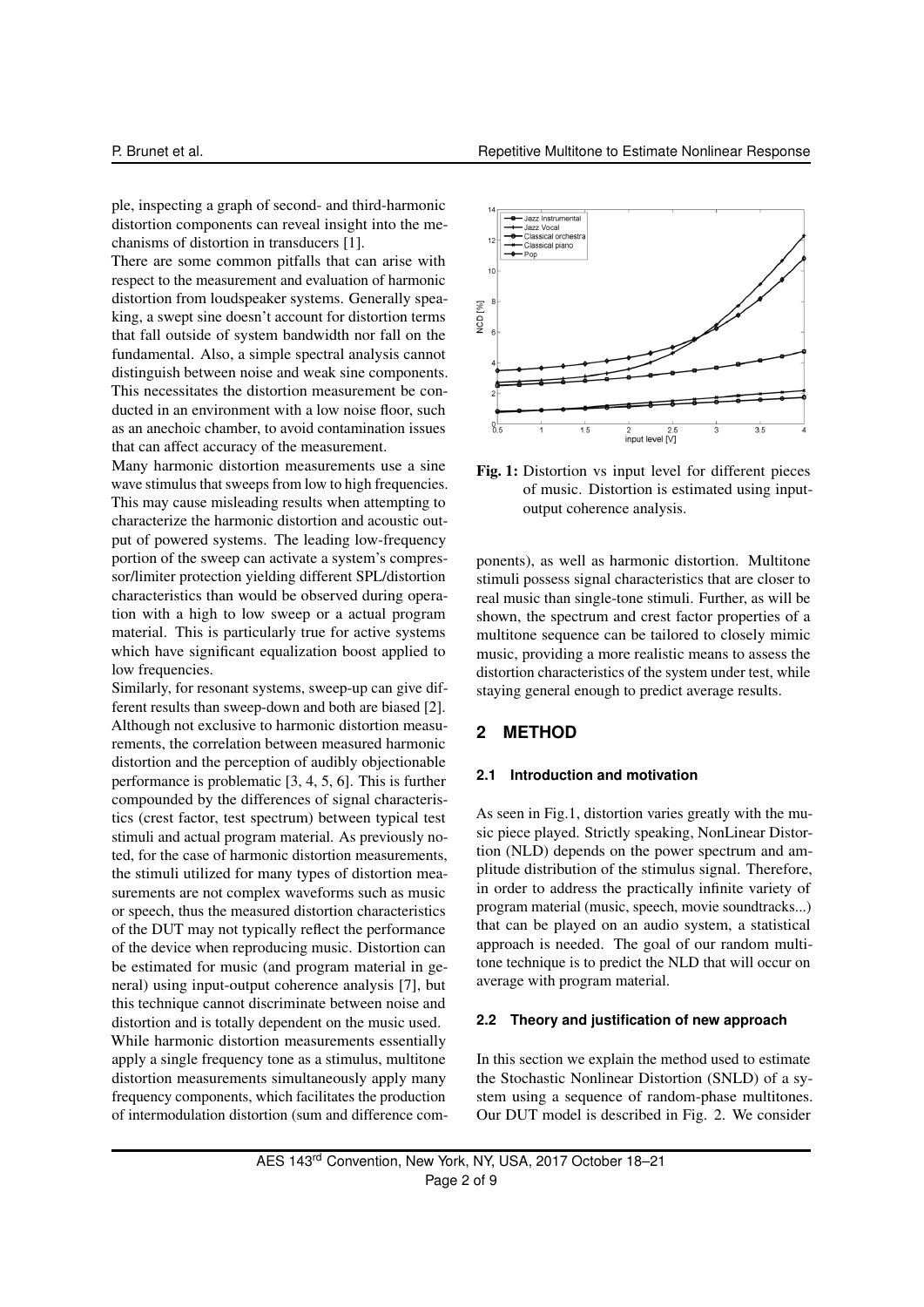ple, inspecting a graph of second- and third-harmonic distortion components can reveal insight into the mechanisms of distortion in transducers [1].

There are some common pitfalls that can arise with respect to the measurement and evaluation of harmonic distortion from loudspeaker systems. Generally speaking, a swept sine doesn't account for distortion terms that fall outside of system bandwidth nor fall on the fundamental. Also, a simple spectral analysis cannot distinguish between noise and weak sine components. This necessitates the distortion measurement be conducted in an environment with a low noise floor, such as an anechoic chamber, to avoid contamination issues that can affect accuracy of the measurement.

Many harmonic distortion measurements use a sine wave stimulus that sweeps from low to high frequencies. This may cause misleading results when attempting to characterize the harmonic distortion and acoustic output of powered systems. The leading low-frequency portion of the sweep can activate a system's compressor/limiter protection yielding different SPL/distortion characteristics than would be observed during operation with a high to low sweep or a actual program material. This is particularly true for active systems which have significant equalization boost applied to low frequencies.

Similarly, for resonant systems, sweep-up can give different results than sweep-down and both are biased [2]. Although not exclusive to harmonic distortion measurements, the correlation between measured harmonic distortion and the perception of audibly objectionable performance is problematic [3, 4, 5, 6]. This is further compounded by the differences of signal characteristics (crest factor, test spectrum) between typical test stimuli and actual program material. As previously noted, for the case of harmonic distortion measurements, the stimuli utilized for many types of distortion measurements are not complex waveforms such as music or speech, thus the measured distortion characteristics of the DUT may not typically reflect the performance of the device when reproducing music. Distortion can be estimated for music (and program material in general) using input-output coherence analysis [7], but this technique cannot discriminate between noise and distortion and is totally dependent on the music used.

While harmonic distortion measurements essentially apply a single frequency tone as a stimulus, multitone distortion measurements simultaneously apply many frequency components, which facilitates the production of intermodulation distortion (sum and difference components), as well as harmonic distortion. Multitone stimuli possess signal characteristics that are closer to real music than single-tone stimuli. Further, as will be shown, the spectrum and crest factor properties of a multitone sequence can be tailored to closely mimic music, providing a more realistic means to assess the distortion characteristics of the system under test, while staying general enough to predict average results.

**Fig. 1:** Distortion vs input level for different pieces of music. Distortion is estimated using input-output coherence analysis.

## 2 METHOD

### 2.1 Introduction and motivation

As seen in Fig.1, distortion varies greatly with the music piece played. Strictly speaking, NonLinear Distortion (NLD) depends on the power spectrum and amplitude distribution of the stimulus signal. Therefore, in order to address the practically infinite variety of program material (music, speech, movie soundtracks...) that can be played on an audio system, a statistical approach is needed. The goal of our random multitone technique is to predict the NLD that will occur on average with program material.

### 2.2 Theory and justification of new approach

In this section we explain the method used to estimate the Stochastic Nonlinear Distortion (SNLD) of a system using a sequence of random-phase multitones. Our DUT model is described in Fig. 2. We consider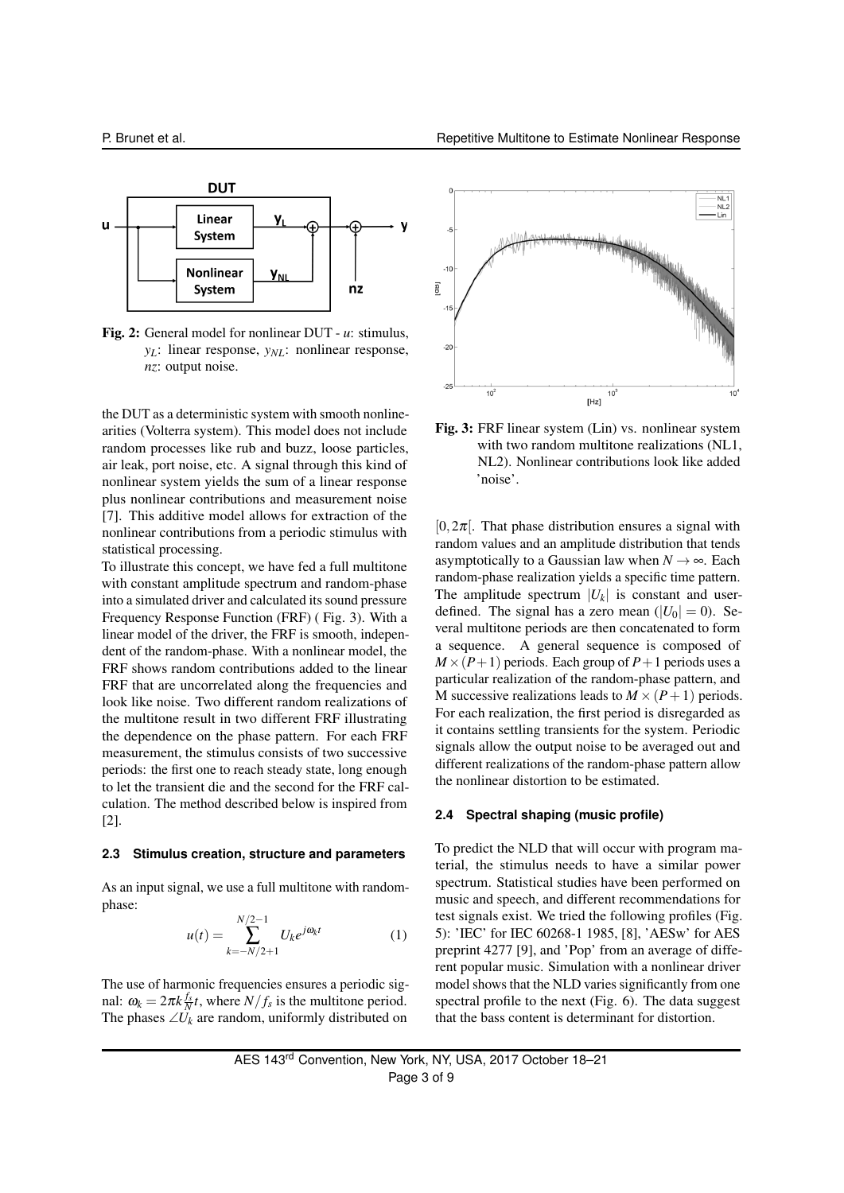Fig. 2: General model for nonlinear DUT - $u$: stimulus, $y_L$: linear response, $y_{NL}$: nonlinear response, $nz$: output noise.

the DUT as a deterministic system with smooth nonlinearities (Volterra system). This model does not include random processes like rub and buzz, loose particles, air leak, port noise, etc. A signal through this kind of nonlinear system yields the sum of a linear response plus nonlinear contributions and measurement noise [7]. This additive model allows for extraction of the nonlinear contributions from a periodic stimulus with statistical processing.

To illustrate this concept, we have fed a full multitone with constant amplitude spectrum and random-phase into a simulated driver and calculated its sound pressure Frequency Response Function (FRF) ( Fig. 3). With a linear model of the driver, the FRF is smooth, independent of the random-phase. With a nonlinear model, the FRF shows random contributions added to the linear FRF that are uncorrelated along the frequencies and look like noise. Two different random realizations of the multitone result in two different FRF illustrating the dependence on the phase pattern. For each FRF measurement, the stimulus consists of two successive periods: the first one to reach steady state, long enough to let the transient die and the second for the FRF calculation. The method described below is inspired from [2].

Fig. 3: FRF linear system (Lin) vs. nonlinear system with two random multitone realizations (NL1, NL2). Nonlinear contributions look like added 'noise'.

### 2.3 Stimulus creation, structure and parameters

As an input signal, we use a full multitone with random-phase:

$$u(t) = \sum_{k=-N/2+1}^{N/2-1} U_k e^{j\omega_k t} \tag{1}$$

The use of harmonic frequencies ensures a periodic signal: $\omega_k = 2\pi k \frac{f_s}{N} t$, where $N/f_s$ is the multitone period. The phases $\angle U_k$ are random, uniformly distributed on $[0, 2\pi[$. That phase distribution ensures a signal with random values and an amplitude distribution that tends asymptotically to a Gaussian law when $N \to \infty$. Each random-phase realization yields a specific time pattern. The amplitude spectrum $|U_k|$ is constant and user-defined. The signal has a zero mean ($|U_0| = 0$). Several multitone periods are then concatenated to form a sequence. A general sequence is composed of $M \times (P+1)$ periods. Each group of $P+1$ periods uses a particular realization of the random-phase pattern, and M successive realizations leads to $M \times (P+1)$ periods. For each realization, the first period is disregarded as it contains settling transients for the system. Periodic signals allow the output noise to be averaged out and different realizations of the random-phase pattern allow the nonlinear distortion to be estimated.

### 2.4 Spectral shaping (music profile)

To predict the NLD that will occur with program material, the stimulus needs to have a similar power spectrum. Statistical studies have been performed on music and speech, and different recommendations for test signals exist. We tried the following profiles (Fig. 5): 'IEC' for IEC 60268-1 1985, [8], 'AESw' for AES preprint 4277 [9], and 'Pop' from an average of different popular music. Simulation with a nonlinear driver model shows that the NLD varies significantly from one spectral profile to the next (Fig. 6). The data suggest that the bass content is determinant for distortion.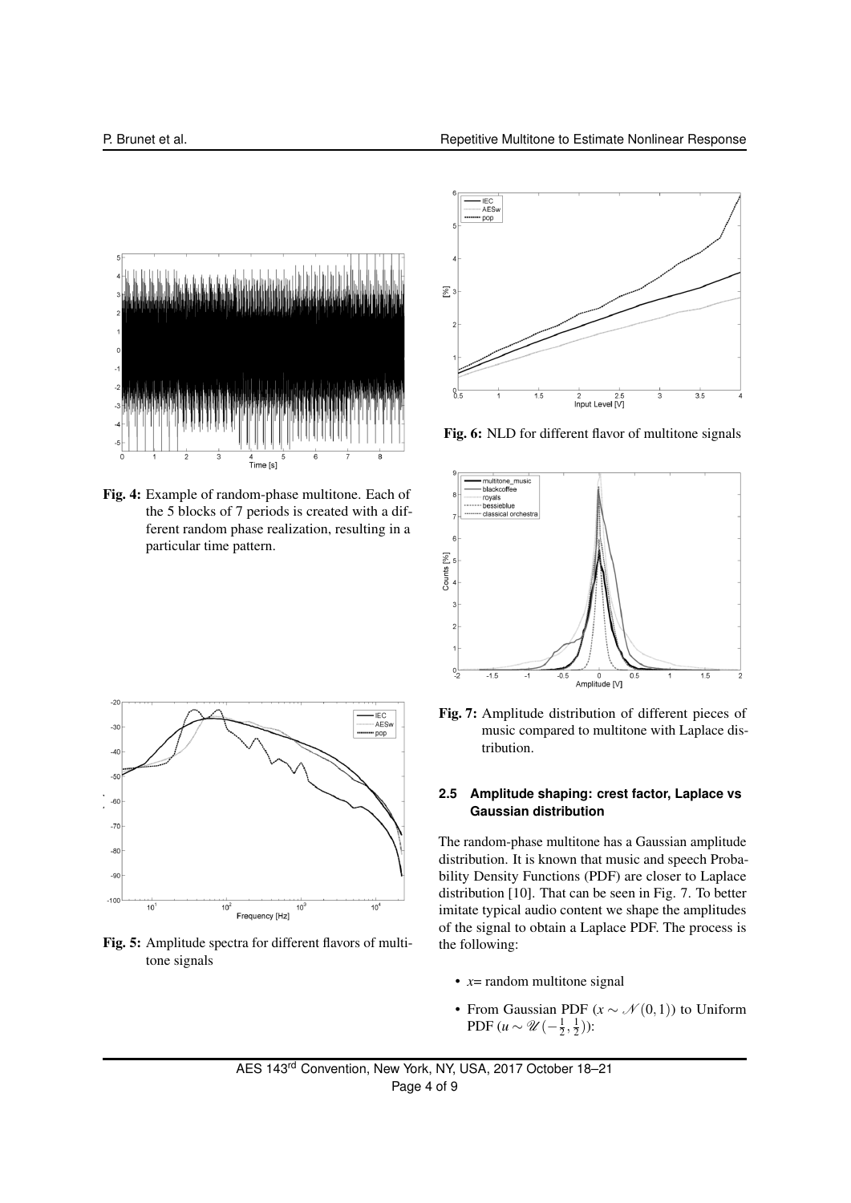Fig. 4: Example of random-phase multitone. Each of the 5 blocks of 7 periods is created with a different random phase realization, resulting in a particular time pattern.

Fig. 5: Amplitude spectra for different flavors of multitone signals

Fig. 6: NLD for different flavor of multitone signals

Fig. 7: Amplitude distribution of different pieces of music compared to multitone with Laplace distribution.

### 2.5 Amplitude shaping: crest factor, Laplace vs Gaussian distribution

The random-phase multitone has a Gaussian amplitude distribution. It is known that music and speech Probability Density Functions (PDF) are closer to Laplace distribution [10]. That can be seen in Fig. 7. To better imitate typical audio content we shape the amplitudes of the signal to obtain a Laplace PDF. The process is the following:

- $x$= random multitone signal
- From Gaussian PDF ($x \sim \mathcal{N}(0,1)$) to Uniform PDF ($u \sim \mathcal{U}\left(-\frac{1}{2},\frac{1}{2}\right)$):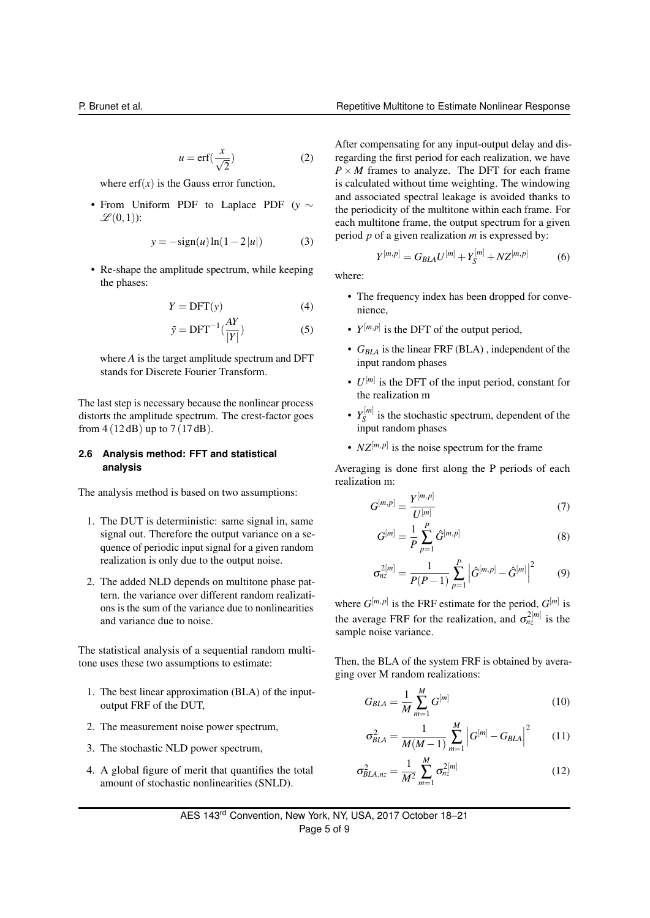$$u = \mathrm{erf}(\frac{x}{\sqrt{2}}) \tag{2}$$

where $\mathrm{erf}(x)$ is the Gauss error function,

- From Uniform PDF to Laplace PDF ($y \sim \mathscr{L}(0,1)$):

$$y = -\mathrm{sign}(u)\ln(1-2|u|) \tag{3}$$

- Re-shape the amplitude spectrum, while keeping the phases:

$$Y = \mathrm{DFT}(y) \tag{4}$$

$$\tilde{y} = \mathrm{DFT}^{-1}(\frac{AY}{|Y|}) \tag{5}$$

where $A$ is the target amplitude spectrum and DFT stands for Discrete Fourier Transform.

The last step is necessary because the nonlinear process distorts the amplitude spectrum. The crest-factor goes from 4 (12 dB) up to 7 (17 dB).

### 2.6 Analysis method: FFT and statistical analysis

The analysis method is based on two assumptions:

1. The DUT is deterministic: same signal in, same signal out. Therefore the output variance on a sequence of periodic input signal for a given random realization is only due to the output noise.
2. The added NLD depends on multitone phase pattern. the variance over different random realizations is the sum of the variance due to nonlinearities and variance due to noise.

The statistical analysis of a sequential random multitone uses these two assumptions to estimate:

1. The best linear approximation (BLA) of the input-output FRF of the DUT,
2. The measurement noise power spectrum,
3. The stochastic NLD power spectrum,
4. A global figure of merit that quantifies the total amount of stochastic nonlinearities (SNLD).

After compensating for any input-output delay and disregarding the first period for each realization, we have $P \times M$ frames to analyze. The DFT for each frame is calculated without time weighting. The windowing and associated spectral leakage is avoided thanks to the periodicity of the multitone within each frame. For each multitone frame, the output spectrum for a given period $p$ of a given realization $m$ is expressed by:

$$Y^{[m,p]} = G_{BLA}U^{[m]} + Y_S^{[m]} + NZ^{[m,p]} \tag{6}$$

where:

- The frequency index has been dropped for convenience,
- $Y^{[m,p]}$ is the DFT of the output period,
- $G_{BLA}$ is the linear FRF (BLA) , independent of the input random phases
- $U^{[m]}$ is the DFT of the input period, constant for the realization m
- $Y_S^{[m]}$ is the stochastic spectrum, dependent of the input random phases
- $NZ^{[m,p]}$ is the noise spectrum for the frame

Averaging is done first along the P periods of each realization m:

$$G^{[m,p]} = \frac{Y^{[m,p]}}{U^{[m]}} \tag{7}$$

$$G^{[m]} = \frac{1}{P}\sum_{p=1}^{P}\hat{G}^{[m,p]} \tag{8}$$

$$\sigma_{nz}^{2[m]} = \frac{1}{P(P-1)}\sum_{p=1}^{P}\left|\hat{G}^{[m,p]} - \hat{G}^{[m]}\right|^2 \tag{9}$$

where $G^{[m,p]}$ is the FRF estimate for the period, $G^{[m]}$ is the average FRF for the realization, and $\sigma_{nz}^{2[m]}$ is the sample noise variance.

Then, the BLA of the system FRF is obtained by averaging over M random realizations:

$$G_{BLA} = \frac{1}{M}\sum_{m=1}^{M}G^{[m]} \tag{10}$$

$$\sigma_{BLA}^2 = \frac{1}{M(M-1)}\sum_{m=1}^{M}\left|G^{[m]} - G_{BLA}\right|^2 \tag{11}$$

$$\sigma_{BLA,nz}^2 = \frac{1}{M^2}\sum_{m=1}^{M}\sigma_{nz}^{2[m]} \tag{12}$$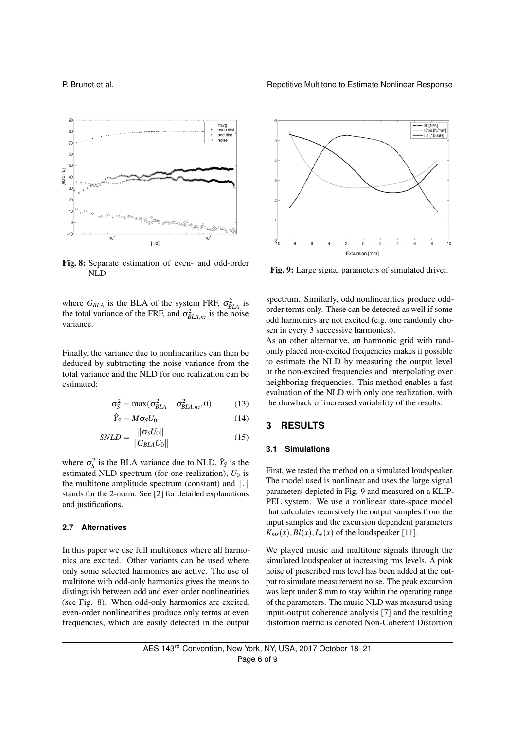Fig. 8: Separate estimation of even- and odd-order NLD

Fig. 9: Large signal parameters of simulated driver.

where $G_{BLA}$ is the BLA of the system FRF, $\sigma^2_{BLA}$ is the total variance of the FRF, and $\sigma^2_{BLA,nz}$ is the noise variance.

Finally, the variance due to nonlinearities can then be deduced by subtracting the noise variance from the total variance and the NLD for one realization can be estimated:

$$\sigma_S^2 = \max(\sigma^2_{BLA} - \sigma^2_{BLA,nz}, 0) \tag{13}$$

$$\hat{Y}_S = M\sigma_S U_0 \tag{14}$$

$$SNLD = \frac{\|\sigma_S U_0\|}{\|G_{BLA} U_0\|} \tag{15}$$

where $\sigma_S^2$ is the BLA variance due to NLD, $\hat{Y}_S$ is the estimated NLD spectrum (for one realization), $U_0$ is the multitone amplitude spectrum (constant) and $\|.\|$ stands for the 2-norm. See [2] for detailed explanations and justifications.

### 2.7 Alternatives

In this paper we use full multitones where all harmonics are excited. Other variants can be used where only some selected harmonics are active. The use of multitone with odd-only harmonics gives the means to distinguish between odd and even order nonlinearities (see Fig. 8). When odd-only harmonics are excited, even-order nonlinearities produce only terms at even frequencies, which are easily detected in the output spectrum. Similarly, odd nonlinearities produce odd-order terms only. These can be detected as well if some odd harmonics are not excited (e.g. one randomly chosen in every 3 successive harmonics).

As an other alternative, an harmonic grid with randomly placed non-excited frequencies makes it possible to estimate the NLD by measuring the output level at the non-excited frequencies and interpolating over neighboring frequencies. This method enables a fast evaluation of the NLD with only one realization, with the drawback of increased variability of the results.

## 3 RESULTS

### 3.1 Simulations

First, we tested the method on a simulated loudspeaker. The model used is nonlinear and uses the large signal parameters depicted in Fig. 9 and measured on a KLIPPEL system. We use a nonlinear state-space model that calculates recursively the output samples from the input samples and the excursion dependent parameters $K_{ms}(x), Bl(x), L_e(x)$ of the loudspeaker [11].

We played music and multitone signals through the simulated loudspeaker at increasing rms levels. A pink noise of prescribed rms level has been added at the output to simulate measurement noise. The peak excursion was kept under 8 mm to stay within the operating range of the parameters. The music NLD was measured using input-output coherence analysis [7] and the resulting distortion metric is denoted Non-Coherent Distortion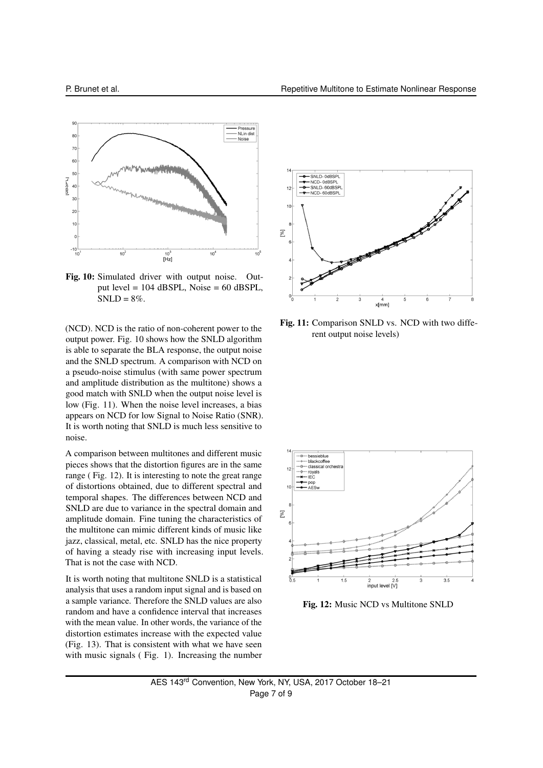Fig. 10: Simulated driver with output noise. Output level = 104 dBSPL, Noise = 60 dBSPL, SNLD = 8%.

(NCD). NCD is the ratio of non-coherent power to the output power. Fig. 10 shows how the SNLD algorithm is able to separate the BLA response, the output noise and the SNLD spectrum. A comparison with NCD on a pseudo-noise stimulus (with same power spectrum and amplitude distribution as the multitone) shows a good match with SNLD when the output noise level is low (Fig. 11). When the noise level increases, a bias appears on NCD for low Signal to Noise Ratio (SNR). It is worth noting that SNLD is much less sensitive to noise.

A comparison between multitones and different music pieces shows that the distortion figures are in the same range ( Fig. 12). It is interesting to note the great range of distortions obtained, due to different spectral and temporal shapes. The differences between NCD and SNLD are due to variance in the spectral domain and amplitude domain. Fine tuning the characteristics of the multitone can mimic different kinds of music like jazz, classical, metal, etc. SNLD has the nice property of having a steady rise with increasing input levels. That is not the case with NCD.

It is worth noting that multitone SNLD is a statistical analysis that uses a random input signal and is based on a sample variance. Therefore the SNLD values are also random and have a confidence interval that increases with the mean value. In other words, the variance of the distortion estimates increase with the expected value (Fig. 13). That is consistent with what we have seen with music signals ( Fig. 1). Increasing the number

Fig. 11: Comparison SNLD vs. NCD with two different output noise levels)

Fig. 12: Music NCD vs Multitone SNLD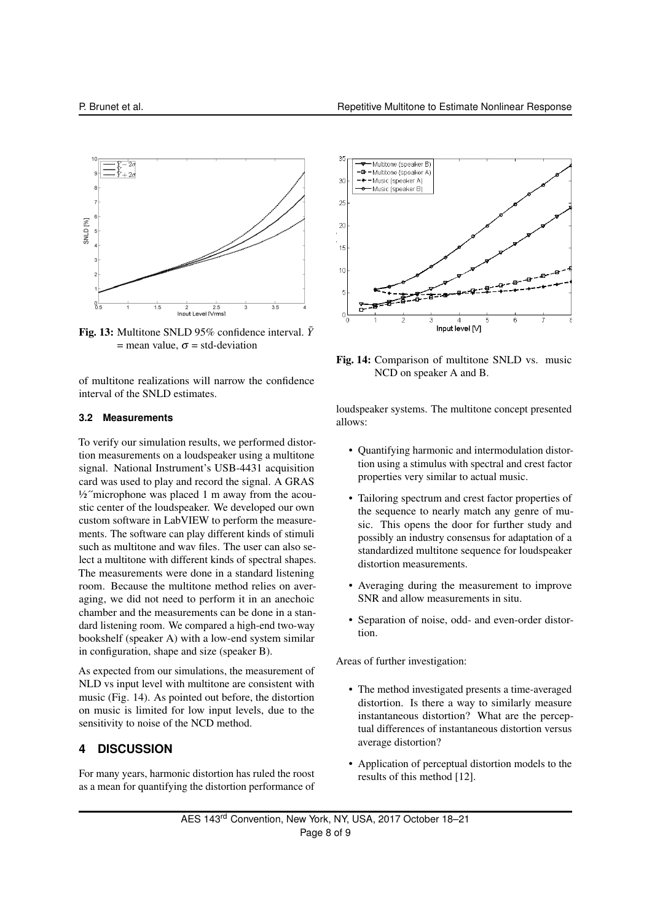Fig. 13: Multitone SNLD 95% confidence interval. $\bar{Y}$ = mean value, $\sigma$ = std-deviation

of multitone realizations will narrow the confidence interval of the SNLD estimates.

### 3.2 Measurements

To verify our simulation results, we performed distortion measurements on a loudspeaker using a multitone signal. National Instrument's USB-4431 acquisition card was used to play and record the signal. A GRAS ½″microphone was placed 1 m away from the acoustic center of the loudspeaker. We developed our own custom software in LabVIEW to perform the measurements. The software can play different kinds of stimuli such as multitone and wav files. The user can also select a multitone with different kinds of spectral shapes. The measurements were done in a standard listening room. Because the multitone method relies on averaging, we did not need to perform it in an anechoic chamber and the measurements can be done in a standard listening room. We compared a high-end two-way bookshelf (speaker A) with a low-end system similar in configuration, shape and size (speaker B).

As expected from our simulations, the measurement of NLD vs input level with multitone are consistent with music (Fig. 14). As pointed out before, the distortion on music is limited for low input levels, due to the sensitivity to noise of the NCD method.

Fig. 14: Comparison of multitone SNLD vs. music NCD on speaker A and B.

## 4 DISCUSSION

For many years, harmonic distortion has ruled the roost as a mean for quantifying the distortion performance of loudspeaker systems. The multitone concept presented allows:

- Quantifying harmonic and intermodulation distortion using a stimulus with spectral and crest factor properties very similar to actual music.
- Tailoring spectrum and crest factor properties of the sequence to nearly match any genre of music. This opens the door for further study and possibly an industry consensus for adaptation of a standardized multitone sequence for loudspeaker distortion measurements.
- Averaging during the measurement to improve SNR and allow measurements in situ.
- Separation of noise, odd- and even-order distortion.

Areas of further investigation:

- The method investigated presents a time-averaged distortion. Is there a way to similarly measure instantaneous distortion? What are the perceptual differences of instantaneous distortion versus average distortion?
- Application of perceptual distortion models to the results of this method [12].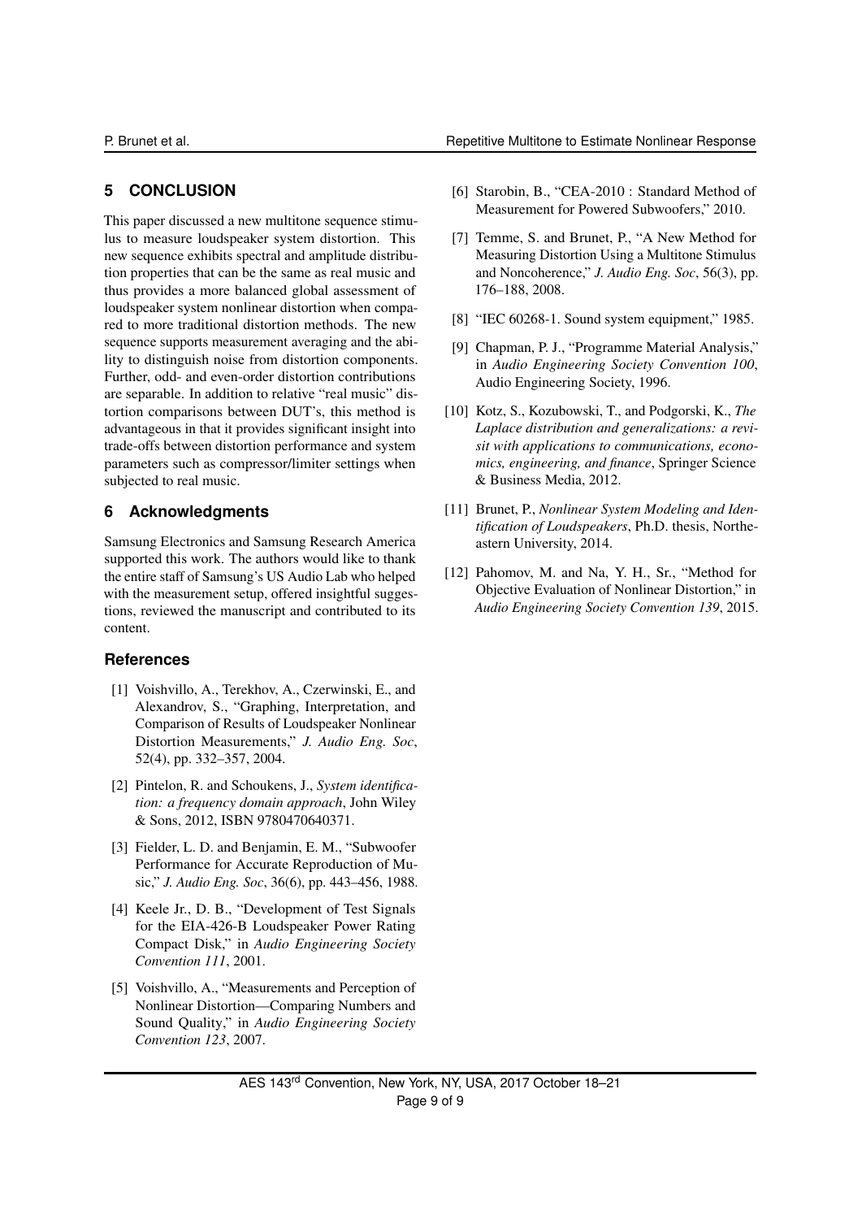## 5 CONCLUSION

This paper discussed a new multitone sequence stimulus to measure loudspeaker system distortion. This new sequence exhibits spectral and amplitude distribution properties that can be the same as real music and thus provides a more balanced global assessment of loudspeaker system nonlinear distortion when compared to more traditional distortion methods. The new sequence supports measurement averaging and the ability to distinguish noise from distortion components. Further, odd- and even-order distortion contributions are separable. In addition to relative "real music" distortion comparisons between DUT's, this method is advantageous in that it provides significant insight into trade-offs between distortion performance and system parameters such as compressor/limiter settings when subjected to real music.

## 6 Acknowledgments

Samsung Electronics and Samsung Research America supported this work. The authors would like to thank the entire staff of Samsung's US Audio Lab who helped with the measurement setup, offered insightful suggestions, reviewed the manuscript and contributed to its content.

## References

[1] Voishvillo, A., Terekhov, A., Czerwinski, E., and Alexandrov, S., "Graphing, Interpretation, and Comparison of Results of Loudspeaker Nonlinear Distortion Measurements," *J. Audio Eng. Soc*, 52(4), pp. 332–357, 2004.

[2] Pintelon, R. and Schoukens, J., *System identification: a frequency domain approach*, John Wiley & Sons, 2012, ISBN 9780470640371.

[3] Fielder, L. D. and Benjamin, E. M., "Subwoofer Performance for Accurate Reproduction of Music," *J. Audio Eng. Soc*, 36(6), pp. 443–456, 1988.

[4] Keele Jr., D. B., "Development of Test Signals for the EIA-426-B Loudspeaker Power Rating Compact Disk," in *Audio Engineering Society Convention 111*, 2001.

[5] Voishvillo, A., "Measurements and Perception of Nonlinear Distortion—Comparing Numbers and Sound Quality," in *Audio Engineering Society Convention 123*, 2007.

[6] Starobin, B., "CEA-2010 : Standard Method of Measurement for Powered Subwoofers," 2010.

[7] Temme, S. and Brunet, P., "A New Method for Measuring Distortion Using a Multitone Stimulus and Noncoherence," *J. Audio Eng. Soc*, 56(3), pp. 176–188, 2008.

[8] "IEC 60268-1. Sound system equipment," 1985.

[9] Chapman, P. J., "Programme Material Analysis," in *Audio Engineering Society Convention 100*, Audio Engineering Society, 1996.

[10] Kotz, S., Kozubowski, T., and Podgorski, K., *The Laplace distribution and generalizations: a revisit with applications to communications, economics, engineering, and finance*, Springer Science & Business Media, 2012.

[11] Brunet, P., *Nonlinear System Modeling and Identification of Loudspeakers*, Ph.D. thesis, Northeastern University, 2014.

[12] Pahomov, M. and Na, Y. H., Sr., "Method for Objective Evaluation of Nonlinear Distortion," in *Audio Engineering Society Convention 139*, 2015.